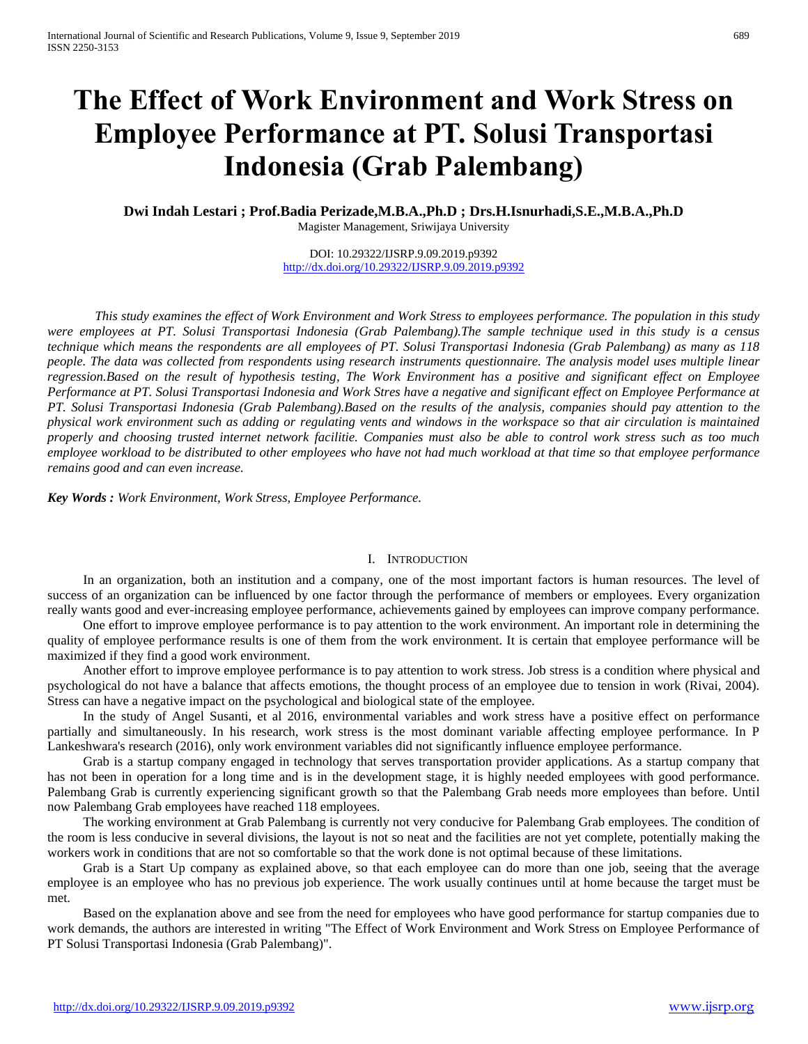# The Effect of Work Environment and Work Stress on Employee Performance at PT. Solusi Transportasi Indonesia (Grab Palembang)

**Dwi Indah Lestari ; Prof.Badia Perizade,M.B.A.,Ph.D ; Drs.H.Isnurhadi,S.E.,M.B.A.,Ph.D**

Magister Management, Sriwijaya University

DOI: 10.29322/IJSRP.9.09.2019.p9392
http://dx.doi.org/10.29322/IJSRP.9.09.2019.p9392

*This study examines the effect of Work Environment and Work Stress to employees performance. The population in this study were employees at PT. Solusi Transportasi Indonesia (Grab Palembang).The sample technique used in this study is a census technique which means the respondents are all employees of PT. Solusi Transportasi Indonesia (Grab Palembang) as many as 118 people. The data was collected from respondents using research instruments questionnaire. The analysis model uses multiple linear regression.Based on the result of hypothesis testing, The Work Environment has a positive and significant effect on Employee Performance at PT. Solusi Transportasi Indonesia and Work Stres have a negative and significant effect on Employee Performance at PT. Solusi Transportasi Indonesia (Grab Palembang).Based on the results of the analysis, companies should pay attention to the physical work environment such as adding or regulating vents and windows in the workspace so that air circulation is maintained properly and choosing trusted internet network facilitie. Companies must also be able to control work stress such as too much employee workload to be distributed to other employees who have not had much workload at that time so that employee performance remains good and can even increase.*

***Key Words :*** *Work Environment, Work Stress, Employee Performance.*

## I. Introduction

In an organization, both an institution and a company, one of the most important factors is human resources. The level of success of an organization can be influenced by one factor through the performance of members or employees. Every organization really wants good and ever-increasing employee performance, achievements gained by employees can improve company performance.

One effort to improve employee performance is to pay attention to the work environment. An important role in determining the quality of employee performance results is one of them from the work environment. It is certain that employee performance will be maximized if they find a good work environment.

Another effort to improve employee performance is to pay attention to work stress. Job stress is a condition where physical and psychological do not have a balance that affects emotions, the thought process of an employee due to tension in work (Rivai, 2004). Stress can have a negative impact on the psychological and biological state of the employee.

In the study of Angel Susanti, et al 2016, environmental variables and work stress have a positive effect on performance partially and simultaneously. In his research, work stress is the most dominant variable affecting employee performance. In P Lankeshwara's research (2016), only work environment variables did not significantly influence employee performance.

Grab is a startup company engaged in technology that serves transportation provider applications. As a startup company that has not been in operation for a long time and is in the development stage, it is highly needed employees with good performance. Palembang Grab is currently experiencing significant growth so that the Palembang Grab needs more employees than before. Until now Palembang Grab employees have reached 118 employees.

The working environment at Grab Palembang is currently not very conducive for Palembang Grab employees. The condition of the room is less conducive in several divisions, the layout is not so neat and the facilities are not yet complete, potentially making the workers work in conditions that are not so comfortable so that the work done is not optimal because of these limitations.

Grab is a Start Up company as explained above, so that each employee can do more than one job, seeing that the average employee is an employee who has no previous job experience. The work usually continues until at home because the target must be met.

Based on the explanation above and see from the need for employees who have good performance for startup companies due to work demands, the authors are interested in writing "The Effect of Work Environment and Work Stress on Employee Performance of PT Solusi Transportasi Indonesia (Grab Palembang)".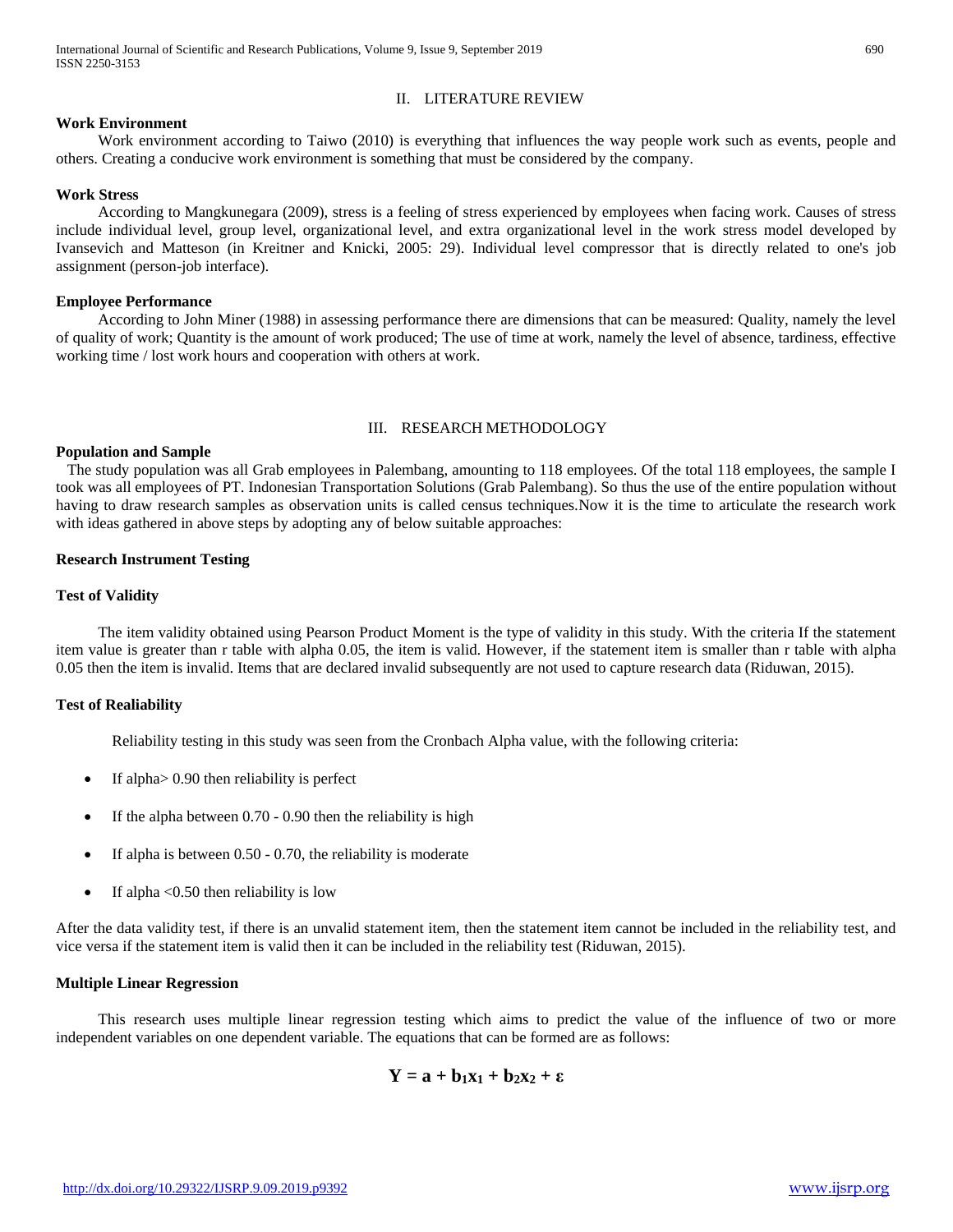## II. LITERATURE REVIEW

**Work Environment**

Work environment according to Taiwo (2010) is everything that influences the way people work such as events, people and others. Creating a conducive work environment is something that must be considered by the company.

**Work Stress**

According to Mangkunegara (2009), stress is a feeling of stress experienced by employees when facing work. Causes of stress include individual level, group level, organizational level, and extra organizational level in the work stress model developed by Ivansevich and Matteson (in Kreitner and Knicki, 2005: 29). Individual level compressor that is directly related to one's job assignment (person-job interface).

**Employee Performance**

According to John Miner (1988) in assessing performance there are dimensions that can be measured: Quality, namely the level of quality of work; Quantity is the amount of work produced; The use of time at work, namely the level of absence, tardiness, effective working time / lost work hours and cooperation with others at work.

## III. RESEARCH METHODOLOGY

**Population and Sample**

The study population was all Grab employees in Palembang, amounting to 118 employees. Of the total 118 employees, the sample I took was all employees of PT. Indonesian Transportation Solutions (Grab Palembang). So thus the use of the entire population without having to draw research samples as observation units is called census techniques.Now it is the time to articulate the research work with ideas gathered in above steps by adopting any of below suitable approaches:

**Research Instrument Testing**

**Test of Validity**

The item validity obtained using Pearson Product Moment is the type of validity in this study. With the criteria If the statement item value is greater than r table with alpha 0.05, the item is valid. However, if the statement item is smaller than r table with alpha 0.05 then the item is invalid. Items that are declared invalid subsequently are not used to capture research data (Riduwan, 2015).

**Test of Realiability**

Reliability testing in this study was seen from the Cronbach Alpha value, with the following criteria:

- If alpha> 0.90 then reliability is perfect
- If the alpha between 0.70 - 0.90 then the reliability is high
- If alpha is between 0.50 - 0.70, the reliability is moderate
- If alpha <0.50 then reliability is low

After the data validity test, if there is an unvalid statement item, then the statement item cannot be included in the reliability test, and vice versa if the statement item is valid then it can be included in the reliability test (Riduwan, 2015).

**Multiple Linear Regression**

This research uses multiple linear regression testing which aims to predict the value of the influence of two or more independent variables on one dependent variable. The equations that can be formed are as follows:

$$\mathbf{Y = a + b_1x_1 + b_2x_2 + \varepsilon}$$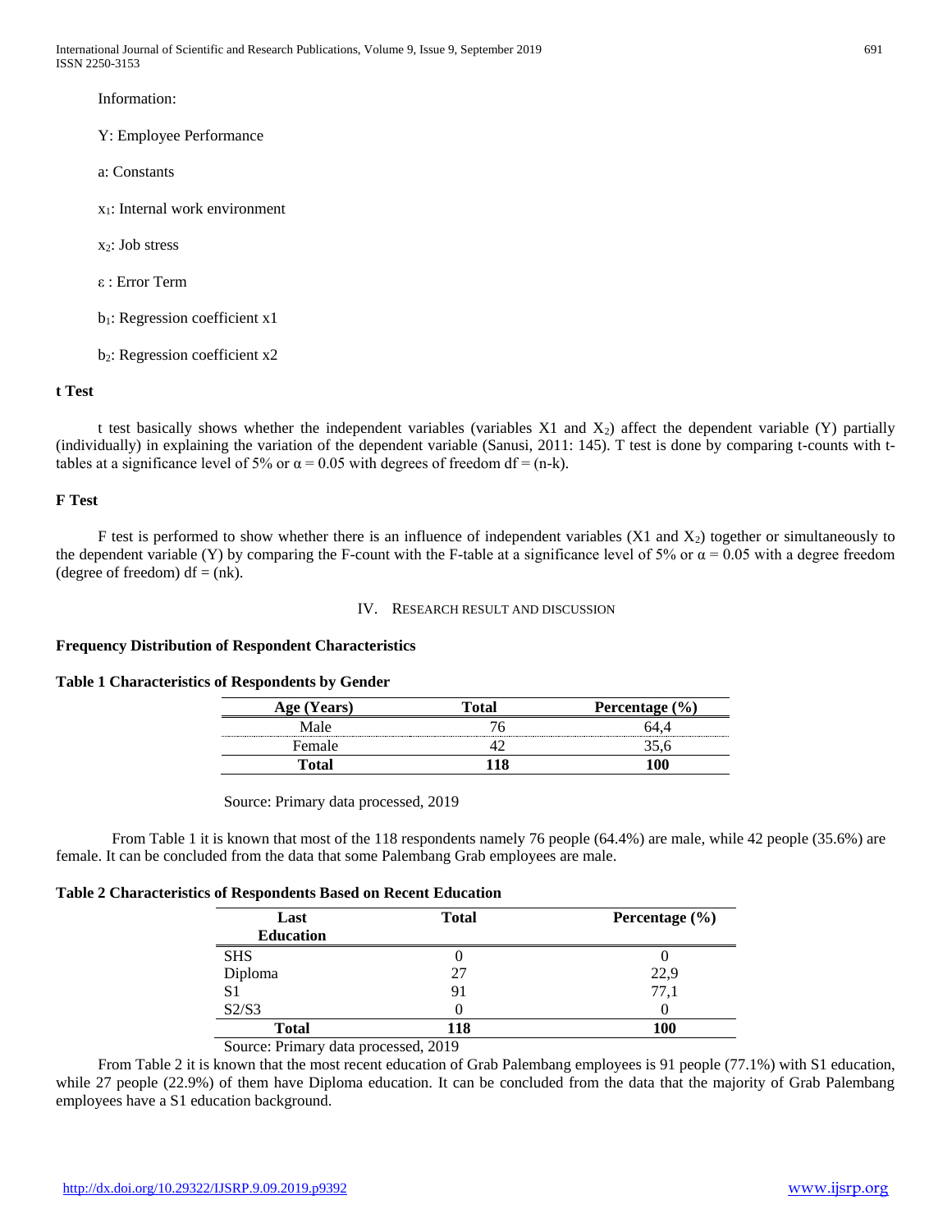Information:

Y: Employee Performance

a: Constants

$x_1$: Internal work environment

$x_2$: Job stress

ε : Error Term

$b_1$: Regression coefficient x1

$b_2$: Regression coefficient x2

### t Test

t test basically shows whether the independent variables (variables X1 and $X_2$) affect the dependent variable (Y) partially (individually) in explaining the variation of the dependent variable (Sanusi, 2011: 145). T test is done by comparing t-counts with t-tables at a significance level of 5% or $\alpha = 0.05$ with degrees of freedom df = (n-k).

### F Test

F test is performed to show whether there is an influence of independent variables (X1 and $X_2$) together or simultaneously to the dependent variable (Y) by comparing the F-count with the F-table at a significance level of 5% or $\alpha = 0.05$ with a degree freedom (degree of freedom) df = (nk).

## IV. Research Result and Discussion

### Frequency Distribution of Respondent Characteristics

**Table 1 Characteristics of Respondents by Gender**

| Age (Years) | Total | Percentage (%) |
|---|---|---|
| Male | 76 | 64,4 |
| Female | 42 | 35,6 |
| **Total** | **118** | **100** |

Source: Primary data processed, 2019

From Table 1 it is known that most of the 118 respondents namely 76 people (64.4%) are male, while 42 people (35.6%) are female. It can be concluded from the data that some Palembang Grab employees are male.

**Table 2 Characteristics of Respondents Based on Recent Education**

| Last Education | Total | Percentage (%) |
|---|---|---|
| SHS | 0 | 0 |
| Diploma | 27 | 22,9 |
| S1 | 91 | 77,1 |
| S2/S3 | 0 | 0 |
| **Total** | **118** | **100** |

Source: Primary data processed, 2019

From Table 2 it is known that the most recent education of Grab Palembang employees is 91 people (77.1%) with S1 education, while 27 people (22.9%) of them have Diploma education. It can be concluded from the data that the majority of Grab Palembang employees have a S1 education background.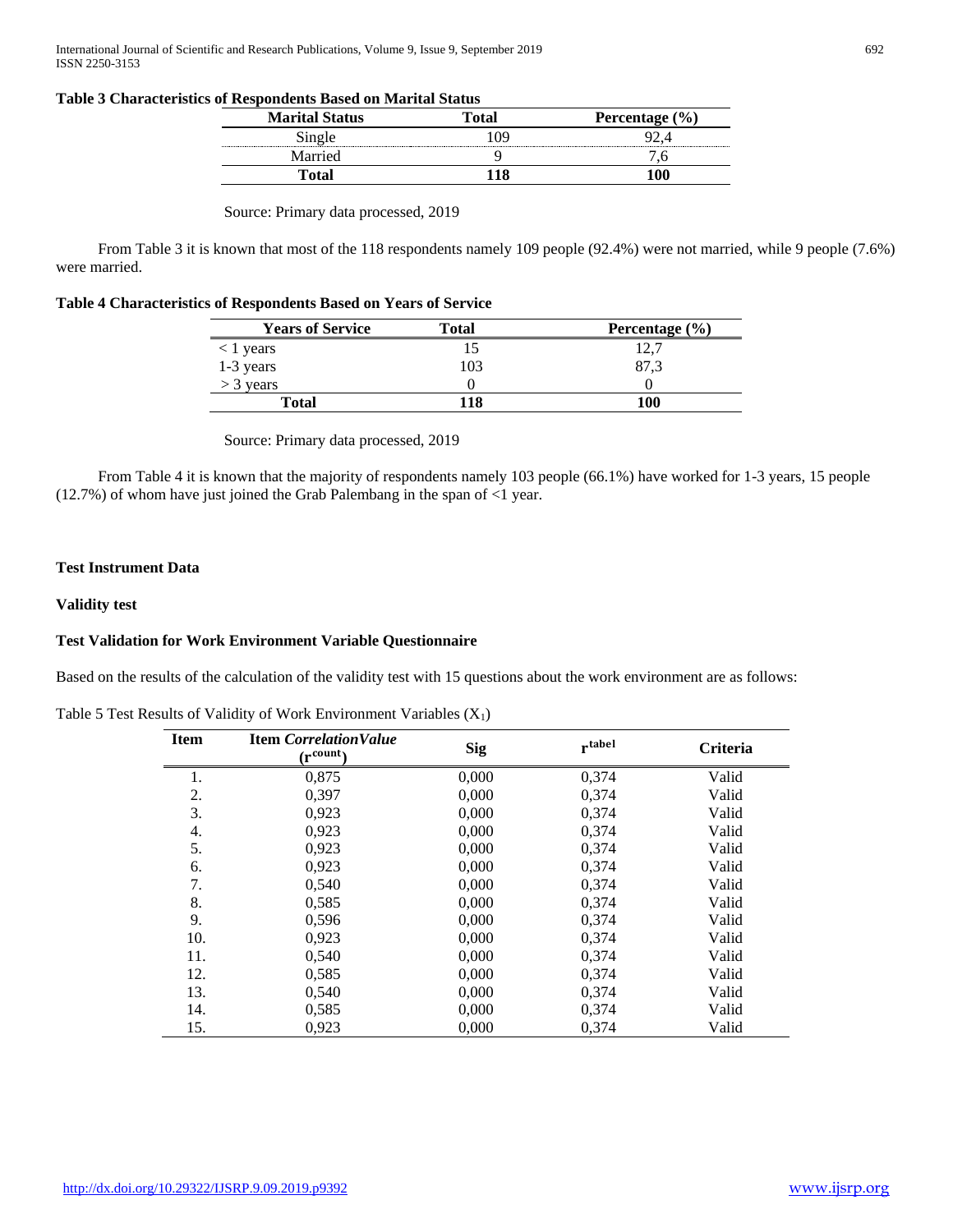**Table 3 Characteristics of Respondents Based on Marital Status**

| Marital Status | Total | Percentage (%) |
|---|---|---|
| Single | 109 | 92,4 |
| Married | 9 | 7,6 |
| **Total** | **118** | **100** |

Source: Primary data processed, 2019

From Table 3 it is known that most of the 118 respondents namely 109 people (92.4%) were not married, while 9 people (7.6%) were married.

**Table 4 Characteristics of Respondents Based on Years of Service**

| Years of Service | Total | Percentage (%) |
|---|---|---|
| < 1 years | 15 | 12,7 |
| 1-3 years | 103 | 87,3 |
| > 3 years | 0 | 0 |
| **Total** | **118** | **100** |

Source: Primary data processed, 2019

From Table 4 it is known that the majority of respondents namely 103 people (66.1%) have worked for 1-3 years, 15 people (12.7%) of whom have just joined the Grab Palembang in the span of <1 year.

**Test Instrument Data**

**Validity test**

**Test Validation for Work Environment Variable Questionnaire**

Based on the results of the calculation of the validity test with 15 questions about the work environment are as follows:

Table 5 Test Results of Validity of Work Environment Variables ($X_1$)

| Item | Item *CorrelationValue* ($r^{count}$) | Sig | $r^{tabel}$ | Criteria |
|---|---|---|---|---|
| 1. | 0,875 | 0,000 | 0,374 | Valid |
| 2. | 0,397 | 0,000 | 0,374 | Valid |
| 3. | 0,923 | 0,000 | 0,374 | Valid |
| 4. | 0,923 | 0,000 | 0,374 | Valid |
| 5. | 0,923 | 0,000 | 0,374 | Valid |
| 6. | 0,923 | 0,000 | 0,374 | Valid |
| 7. | 0,540 | 0,000 | 0,374 | Valid |
| 8. | 0,585 | 0,000 | 0,374 | Valid |
| 9. | 0,596 | 0,000 | 0,374 | Valid |
| 10. | 0,923 | 0,000 | 0,374 | Valid |
| 11. | 0,540 | 0,000 | 0,374 | Valid |
| 12. | 0,585 | 0,000 | 0,374 | Valid |
| 13. | 0,540 | 0,000 | 0,374 | Valid |
| 14. | 0,585 | 0,000 | 0,374 | Valid |
| 15. | 0,923 | 0,000 | 0,374 | Valid |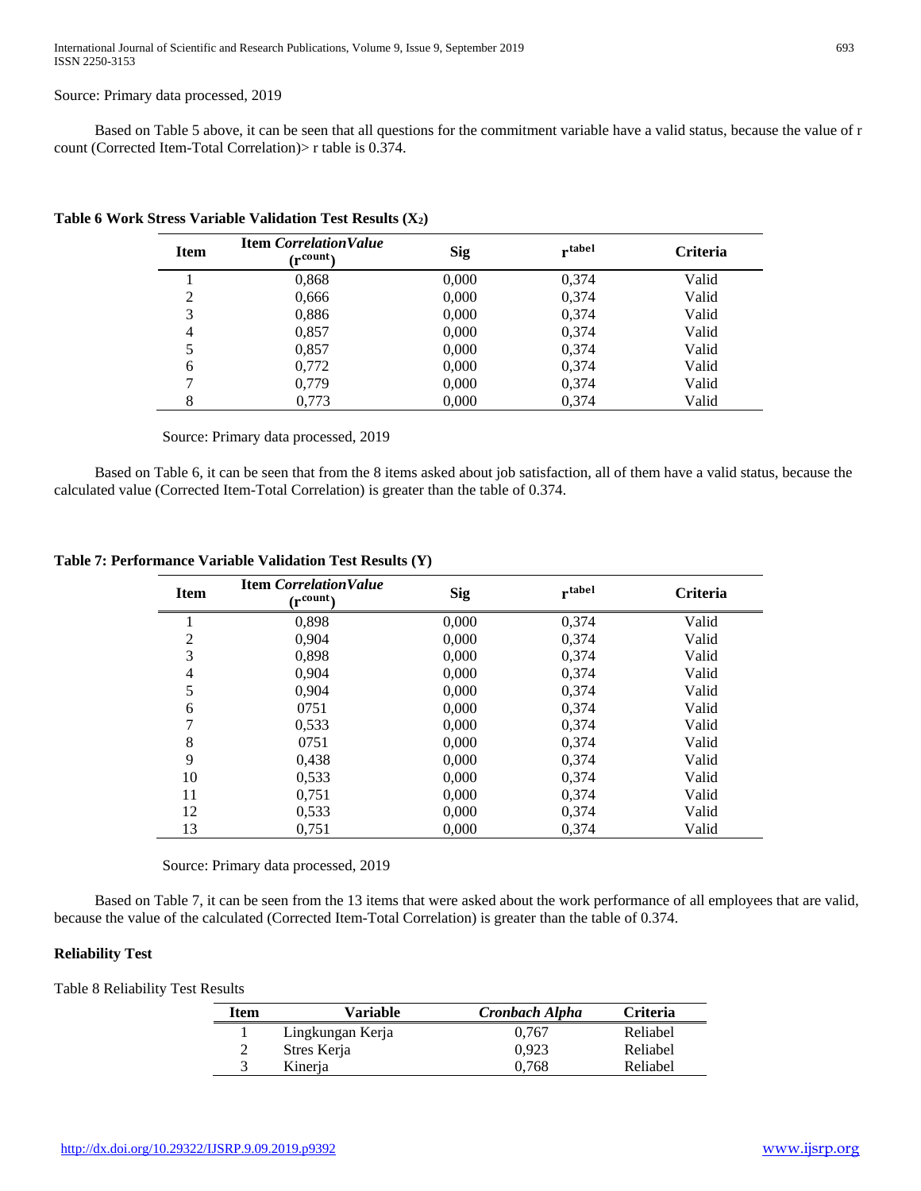Source: Primary data processed, 2019

Based on Table 5 above, it can be seen that all questions for the commitment variable have a valid status, because the value of r count (Corrected Item-Total Correlation)> r table is 0.374.

**Table 6 Work Stress Variable Validation Test Results ($X_2$)**

| Item | Item *CorrelationValue* ($r^{count}$) | Sig | $r^{tabel}$ | Criteria |
|---|---|---|---|---|
| 1 | 0,868 | 0,000 | 0,374 | Valid |
| 2 | 0,666 | 0,000 | 0,374 | Valid |
| 3 | 0,886 | 0,000 | 0,374 | Valid |
| 4 | 0,857 | 0,000 | 0,374 | Valid |
| 5 | 0,857 | 0,000 | 0,374 | Valid |
| 6 | 0,772 | 0,000 | 0,374 | Valid |
| 7 | 0,779 | 0,000 | 0,374 | Valid |
| 8 | 0,773 | 0,000 | 0,374 | Valid |

Source: Primary data processed, 2019

Based on Table 6, it can be seen that from the 8 items asked about job satisfaction, all of them have a valid status, because the calculated value (Corrected Item-Total Correlation) is greater than the table of 0.374.

**Table 7: Performance Variable Validation Test Results (Y)**

| Item | Item *CorrelationValue* ($r^{count}$) | Sig | $r^{tabel}$ | Criteria |
|---|---|---|---|---|
| 1 | 0,898 | 0,000 | 0,374 | Valid |
| 2 | 0,904 | 0,000 | 0,374 | Valid |
| 3 | 0,898 | 0,000 | 0,374 | Valid |
| 4 | 0,904 | 0,000 | 0,374 | Valid |
| 5 | 0,904 | 0,000 | 0,374 | Valid |
| 6 | 0751 | 0,000 | 0,374 | Valid |
| 7 | 0,533 | 0,000 | 0,374 | Valid |
| 8 | 0751 | 0,000 | 0,374 | Valid |
| 9 | 0,438 | 0,000 | 0,374 | Valid |
| 10 | 0,533 | 0,000 | 0,374 | Valid |
| 11 | 0,751 | 0,000 | 0,374 | Valid |
| 12 | 0,533 | 0,000 | 0,374 | Valid |
| 13 | 0,751 | 0,000 | 0,374 | Valid |

Source: Primary data processed, 2019

Based on Table 7, it can be seen from the 13 items that were asked about the work performance of all employees that are valid, because the value of the calculated (Corrected Item-Total Correlation) is greater than the table of 0.374.

**Reliability Test**

Table 8 Reliability Test Results

| Item | Variable | *Cronbach Alpha* | Criteria |
|---|---|---|---|
| 1 | Lingkungan Kerja | 0,767 | Reliabel |
| 2 | Stres Kerja | 0,923 | Reliabel |
| 3 | Kinerja | 0,768 | Reliabel |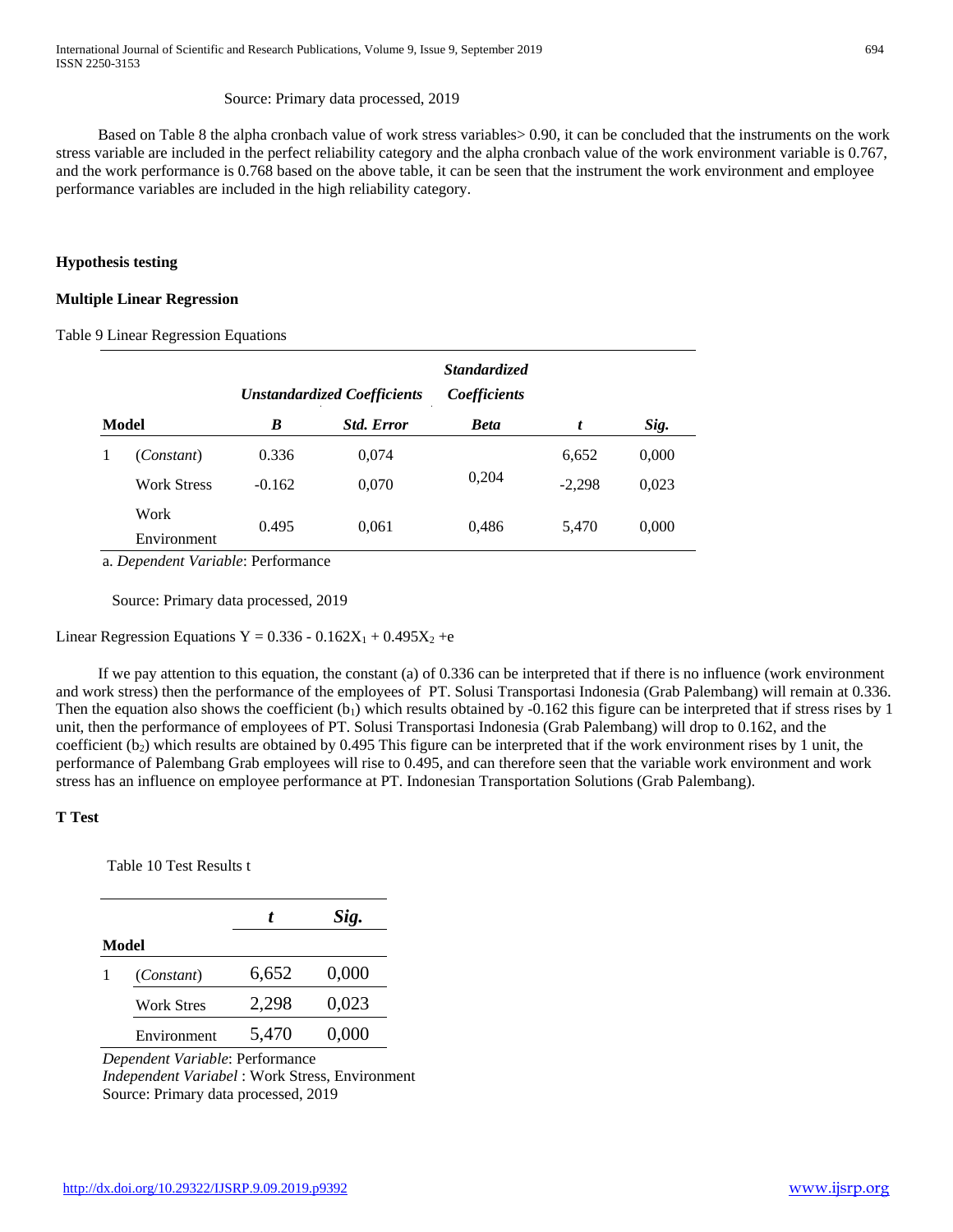Source: Primary data processed, 2019

Based on Table 8 the alpha cronbach value of work stress variables> 0.90, it can be concluded that the instruments on the work stress variable are included in the perfect reliability category and the alpha cronbach value of the work environment variable is 0.767, and the work performance is 0.768 based on the above table, it can be seen that the instrument the work environment and employee performance variables are included in the high reliability category.

**Hypothesis testing**

**Multiple Linear Regression**

Table 9 Linear Regression Equations

| Model | | *Unstandardized Coefficients* | | *Standardized Coefficients* | | |
|---|---|---|---|---|---|---|
| | | ***B*** | ***Std. Error*** | ***Beta*** | ***t*** | ***Sig.*** |
| 1 | (*Constant*) | 0.336 | 0,074 | | 6,652 | 0,000 |
| | Work Stress | -0.162 | 0,070 | 0,204 | -2,298 | 0,023 |
| | Work Environment | 0.495 | 0,061 | 0,486 | 5,470 | 0,000 |

a. *Dependent Variable*: Performance

Source: Primary data processed, 2019

Linear Regression Equations $Y = 0.336 - 0.162X_1 + 0.495X_2 + e$

If we pay attention to this equation, the constant (a) of 0.336 can be interpreted that if there is no influence (work environment and work stress) then the performance of the employees of PT. Solusi Transportasi Indonesia (Grab Palembang) will remain at 0.336. Then the equation also shows the coefficient ($b_1$) which results obtained by -0.162 this figure can be interpreted that if stress rises by 1 unit, then the performance of employees of PT. Solusi Transportasi Indonesia (Grab Palembang) will drop to 0.162, and the coefficient ($b_2$) which results are obtained by 0.495 This figure can be interpreted that if the work environment rises by 1 unit, the performance of Palembang Grab employees will rise to 0.495, and can therefore seen that the variable work environment and work stress has an influence on employee performance at PT. Indonesian Transportation Solutions (Grab Palembang).

**T Test**

Table 10 Test Results t

| Model | | *t* | *Sig.* |
|---|---|---|---|
| 1 | (*Constant*) | 6,652 | 0,000 |
| | Work Stres | 2,298 | 0,023 |
| | Environment | 5,470 | 0,000 |

*Dependent Variable*: Performance
*Independent Variabel* : Work Stress, Environment
Source: Primary data processed, 2019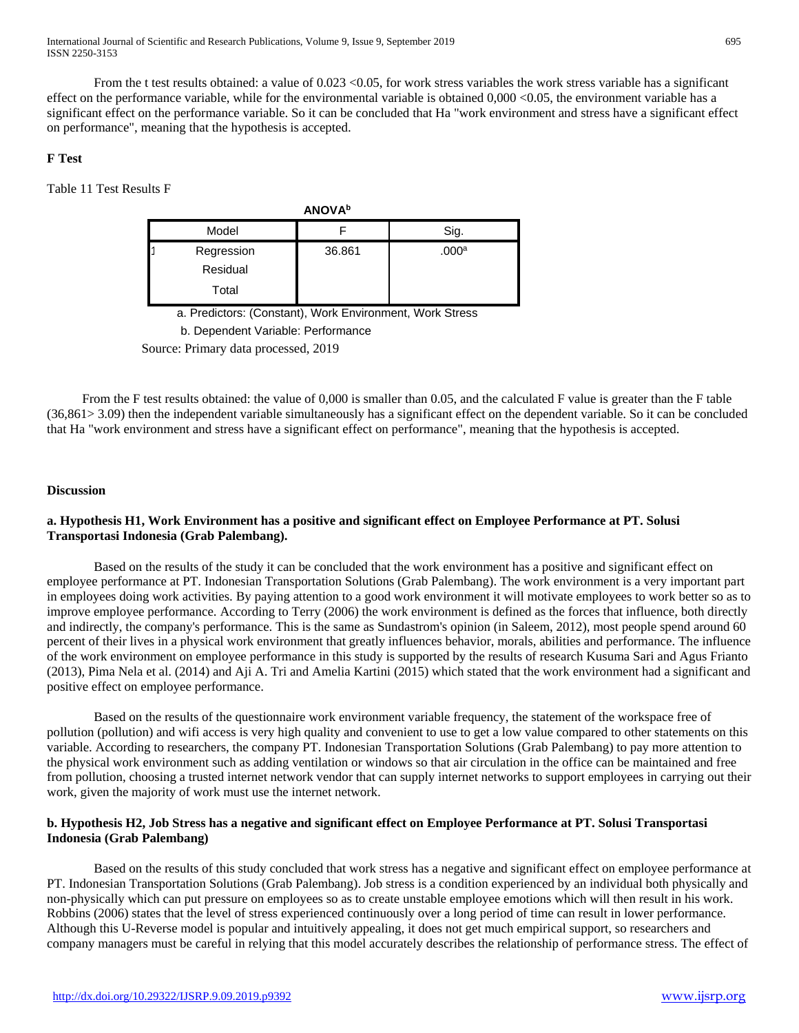From the t test results obtained: a value of 0.023 <0.05, for work stress variables the work stress variable has a significant effect on the performance variable, while for the environmental variable is obtained 0,000 <0.05, the environment variable has a significant effect on the performance variable. So it can be concluded that Ha "work environment and stress have a significant effect on performance", meaning that the hypothesis is accepted.

**F Test**

Table 11 Test Results F

**ANOVA[b]**

| Model | F | Sig. |
|---|---|---|
| 1 Regression | 36.861 | .000[a] |
| Residual | | |
| Total | | |

a. Predictors: (Constant), Work Environment, Work Stress

b. Dependent Variable: Performance

Source: Primary data processed, 2019

From the F test results obtained: the value of 0,000 is smaller than 0.05, and the calculated F value is greater than the F table (36,861> 3.09) then the independent variable simultaneously has a significant effect on the dependent variable. So it can be concluded that Ha "work environment and stress have a significant effect on performance", meaning that the hypothesis is accepted.

**Discussion**

**a. Hypothesis H1, Work Environment has a positive and significant effect on Employee Performance at PT. Solusi Transportasi Indonesia (Grab Palembang).**

Based on the results of the study it can be concluded that the work environment has a positive and significant effect on employee performance at PT. Indonesian Transportation Solutions (Grab Palembang). The work environment is a very important part in employees doing work activities. By paying attention to a good work environment it will motivate employees to work better so as to improve employee performance. According to Terry (2006) the work environment is defined as the forces that influence, both directly and indirectly, the company's performance. This is the same as Sundastrom's opinion (in Saleem, 2012), most people spend around 60 percent of their lives in a physical work environment that greatly influences behavior, morals, abilities and performance. The influence of the work environment on employee performance in this study is supported by the results of research Kusuma Sari and Agus Frianto (2013), Pima Nela et al. (2014) and Aji A. Tri and Amelia Kartini (2015) which stated that the work environment had a significant and positive effect on employee performance.

Based on the results of the questionnaire work environment variable frequency, the statement of the workspace free of pollution (pollution) and wifi access is very high quality and convenient to use to get a low value compared to other statements on this variable. According to researchers, the company PT. Indonesian Transportation Solutions (Grab Palembang) to pay more attention to the physical work environment such as adding ventilation or windows so that air circulation in the office can be maintained and free from pollution, choosing a trusted internet network vendor that can supply internet networks to support employees in carrying out their work, given the majority of work must use the internet network.

**b. Hypothesis H2, Job Stress has a negative and significant effect on Employee Performance at PT. Solusi Transportasi Indonesia (Grab Palembang)**

Based on the results of this study concluded that work stress has a negative and significant effect on employee performance at PT. Indonesian Transportation Solutions (Grab Palembang). Job stress is a condition experienced by an individual both physically and non-physically which can put pressure on employees so as to create unstable employee emotions which will then result in his work. Robbins (2006) states that the level of stress experienced continuously over a long period of time can result in lower performance. Although this U-Reverse model is popular and intuitively appealing, it does not get much empirical support, so researchers and company managers must be careful in relying that this model accurately describes the relationship of performance stress. The effect of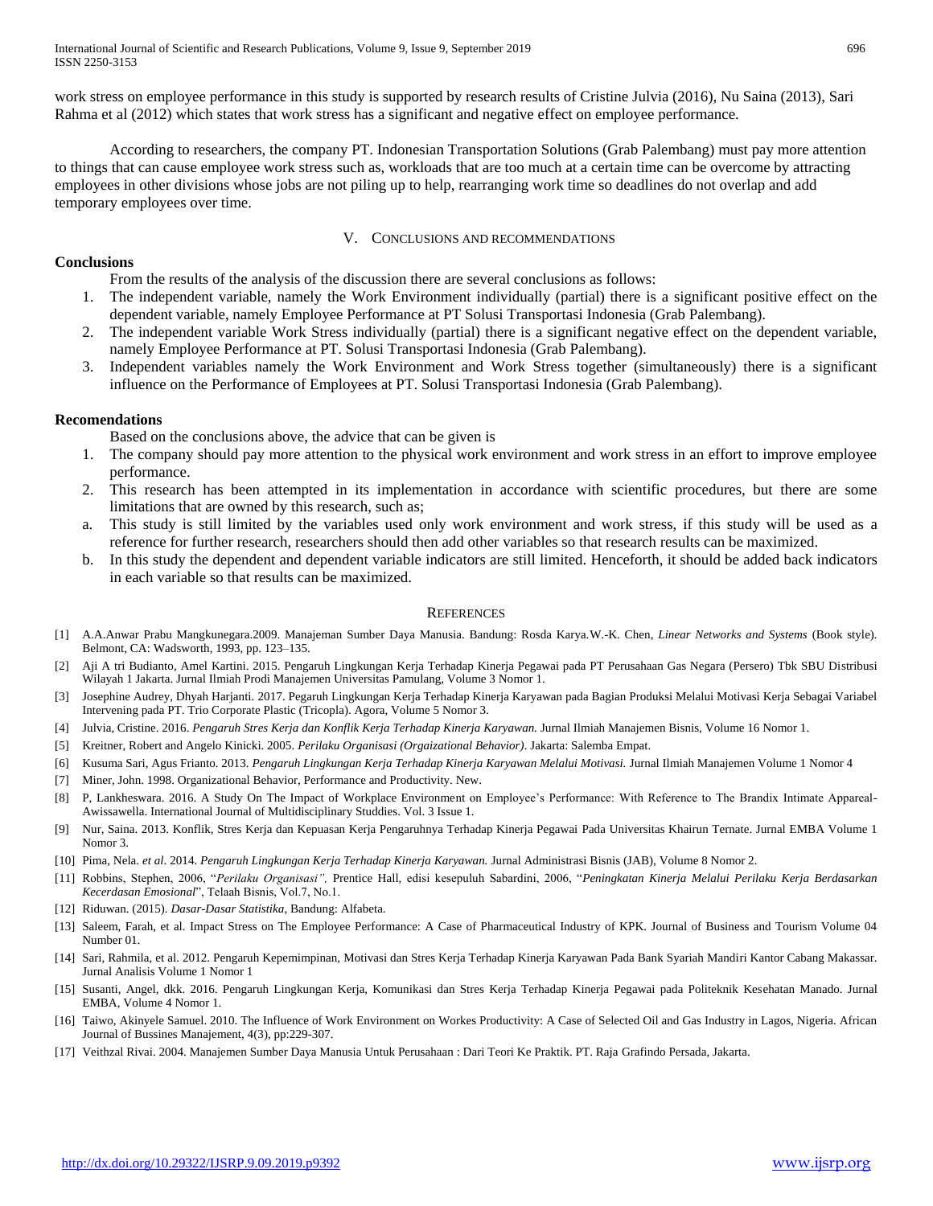work stress on employee performance in this study is supported by research results of Cristine Julvia (2016), Nu Saina (2013), Sari Rahma et al (2012) which states that work stress has a significant and negative effect on employee performance.

According to researchers, the company PT. Indonesian Transportation Solutions (Grab Palembang) must pay more attention to things that can cause employee work stress such as, workloads that are too much at a certain time can be overcome by attracting employees in other divisions whose jobs are not piling up to help, rearranging work time so deadlines do not overlap and add temporary employees over time.

## V. Conclusions and Recommendations

### Conclusions

From the results of the analysis of the discussion there are several conclusions as follows:

1. The independent variable, namely the Work Environment individually (partial) there is a significant positive effect on the dependent variable, namely Employee Performance at PT Solusi Transportasi Indonesia (Grab Palembang).
2. The independent variable Work Stress individually (partial) there is a significant negative effect on the dependent variable, namely Employee Performance at PT. Solusi Transportasi Indonesia (Grab Palembang).
3. Independent variables namely the Work Environment and Work Stress together (simultaneously) there is a significant influence on the Performance of Employees at PT. Solusi Transportasi Indonesia (Grab Palembang).

### Recomendations

Based on the conclusions above, the advice that can be given is

1. The company should pay more attention to the physical work environment and work stress in an effort to improve employee performance.
2. This research has been attempted in its implementation in accordance with scientific procedures, but there are some limitations that are owned by this research, such as;

a. This study is still limited by the variables used only work environment and work stress, if this study will be used as a reference for further research, researchers should then add other variables so that research results can be maximized.

b. In this study the dependent and dependent variable indicators are still limited. Henceforth, it should be added back indicators in each variable so that results can be maximized.

## References

[1] A.A.Anwar Prabu Mangkunegara.2009. Manajeman Sumber Daya Manusia. Bandung: Rosda Karya.W.-K. Chen, *Linear Networks and Systems* (Book style). Belmont, CA: Wadsworth, 1993, pp. 123–135.

[2] Aji A tri Budianto, Amel Kartini. 2015. Pengaruh Lingkungan Kerja Terhadap Kinerja Pegawai pada PT Perusahaan Gas Negara (Persero) Tbk SBU Distribusi Wilayah 1 Jakarta. Jurnal Ilmiah Prodi Manajemen Universitas Pamulang, Volume 3 Nomor 1.

[3] Josephine Audrey, Dhyah Harjanti. 2017. Pegaruh Lingkungan Kerja Terhadap Kinerja Karyawan pada Bagian Produksi Melalui Motivasi Kerja Sebagai Variabel Intervening pada PT. Trio Corporate Plastic (Tricopla). Agora, Volume 5 Nomor 3.

[4] Julvia, Cristine. 2016. *Pengaruh Stres Kerja dan Konflik Kerja Terhadap Kinerja Karyawan.* Jurnal Ilmiah Manajemen Bisnis, Volume 16 Nomor 1.

[5] Kreitner, Robert and Angelo Kinicki. 2005. *Perilaku Organisasi (Orgaizational Behavior)*. Jakarta: Salemba Empat.

[6] Kusuma Sari, Agus Frianto. 2013. *Pengaruh Lingkungan Kerja Terhadap Kinerja Karyawan Melalui Motivasi.* Jurnal Ilmiah Manajemen Volume 1 Nomor 4

[7] Miner, John. 1998. Organizational Behavior, Performance and Productivity. New.

[8] P, Lankheswara. 2016. A Study On The Impact of Workplace Environment on Employee's Performance: With Reference to The Brandix Intimate Appareal-Awissawella. International Journal of Multidisciplinary Studdies. Vol. 3 Issue 1.

[9] Nur, Saina. 2013. Konflik, Stres Kerja dan Kepuasan Kerja Pengaruhnya Terhadap Kinerja Pegawai Pada Universitas Khairun Ternate. Jurnal EMBA Volume 1 Nomor 3.

[10] Pima, Nela. *et al*. 2014. *Pengaruh Lingkungan Kerja Terhadap Kinerja Karyawan.* Jurnal Administrasi Bisnis (JAB), Volume 8 Nomor 2.

[11] Robbins, Stephen, 2006, "*Perilaku Organisasi",* Prentice Hall, edisi kesepuluh Sabardini, 2006, "*Peningkatan Kinerja Melalui Perilaku Kerja Berdasarkan Kecerdasan Emosional*", Telaah Bisnis, Vol.7, No.1.

[12] Riduwan. (2015). *Dasar-Dasar Statistika*, Bandung: Alfabeta.

[13] Saleem, Farah, et al. Impact Stress on The Employee Performance: A Case of Pharmaceutical Industry of KPK. Journal of Business and Tourism Volume 04 Number 01.

[14] Sari, Rahmila, et al. 2012. Pengaruh Kepemimpinan, Motivasi dan Stres Kerja Terhadap Kinerja Karyawan Pada Bank Syariah Mandiri Kantor Cabang Makassar. Jurnal Analisis Volume 1 Nomor 1

[15] Susanti, Angel, dkk. 2016. Pengaruh Lingkungan Kerja, Komunikasi dan Stres Kerja Terhadap Kinerja Pegawai pada Politeknik Kesehatan Manado. Jurnal EMBA, Volume 4 Nomor 1.

[16] Taiwo, Akinyele Samuel. 2010. The Influence of Work Environment on Workes Productivity: A Case of Selected Oil and Gas Industry in Lagos, Nigeria. African Journal of Bussines Manajement, 4(3), pp:229-307.

[17] Veithzal Rivai. 2004. Manajemen Sumber Daya Manusia Untuk Perusahaan : Dari Teori Ke Praktik. PT. Raja Grafindo Persada, Jakarta.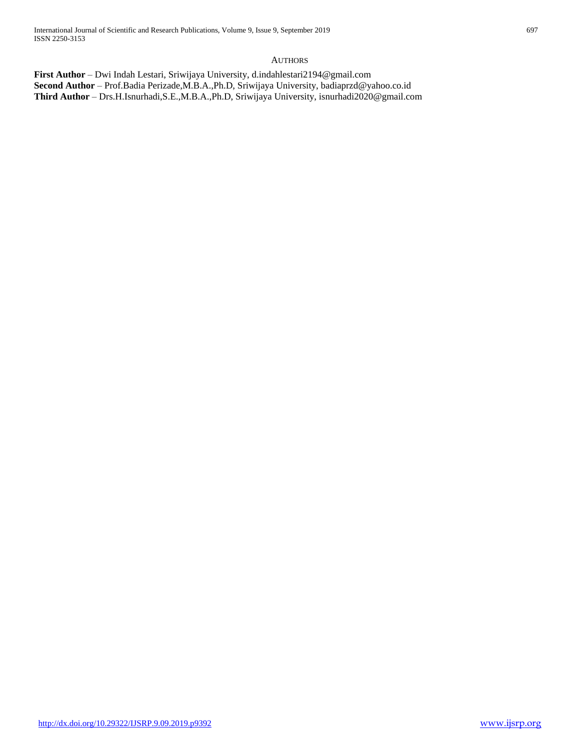## AUTHORS

**First Author** – Dwi Indah Lestari, Sriwijaya University, d.indahlestari2194@gmail.com
**Second Author** – Prof.Badia Perizade,M.B.A.,Ph.D, Sriwijaya University, badiaprzd@yahoo.co.id
**Third Author** – Drs.H.Isnurhadi,S.E.,M.B.A.,Ph.D, Sriwijaya University, isnurhadi2020@gmail.com